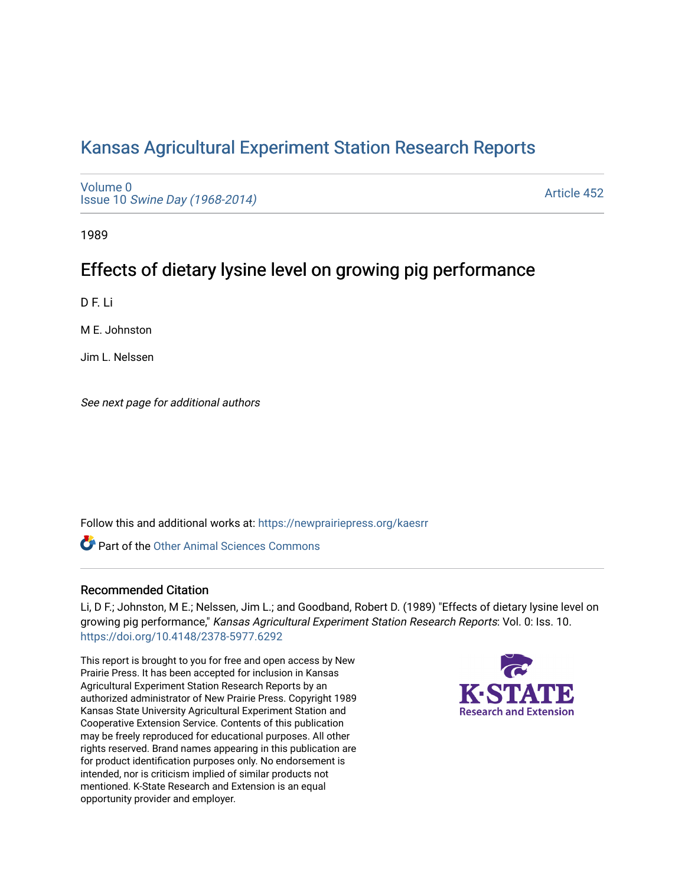# Kansas Agricultural Experiment Station Research Reports

Volume 0
Issue 10 *Swine Day (1968-2014)*

Article 452

1989

## Effects of dietary lysine level on growing pig performance

D F. Li

M E. Johnston

Jim L. Nelssen

*See next page for additional authors*

Follow this and additional works at: https://newprairiepress.org/kaesrr

Part of the Other Animal Sciences Commons

### Recommended Citation

Li, D F.; Johnston, M E.; Nelssen, Jim L.; and Goodband, Robert D. (1989) "Effects of dietary lysine level on growing pig performance," *Kansas Agricultural Experiment Station Research Reports*: Vol. 0: Iss. 10. https://doi.org/10.4148/2378-5977.6292

This report is brought to you for free and open access by New Prairie Press. It has been accepted for inclusion in Kansas Agricultural Experiment Station Research Reports by an authorized administrator of New Prairie Press. Copyright 1989 Kansas State University Agricultural Experiment Station and Cooperative Extension Service. Contents of this publication may be freely reproduced for educational purposes. All other rights reserved. Brand names appearing in this publication are for product identification purposes only. No endorsement is intended, nor is criticism implied of similar products not mentioned. K-State Research and Extension is an equal opportunity provider and employer.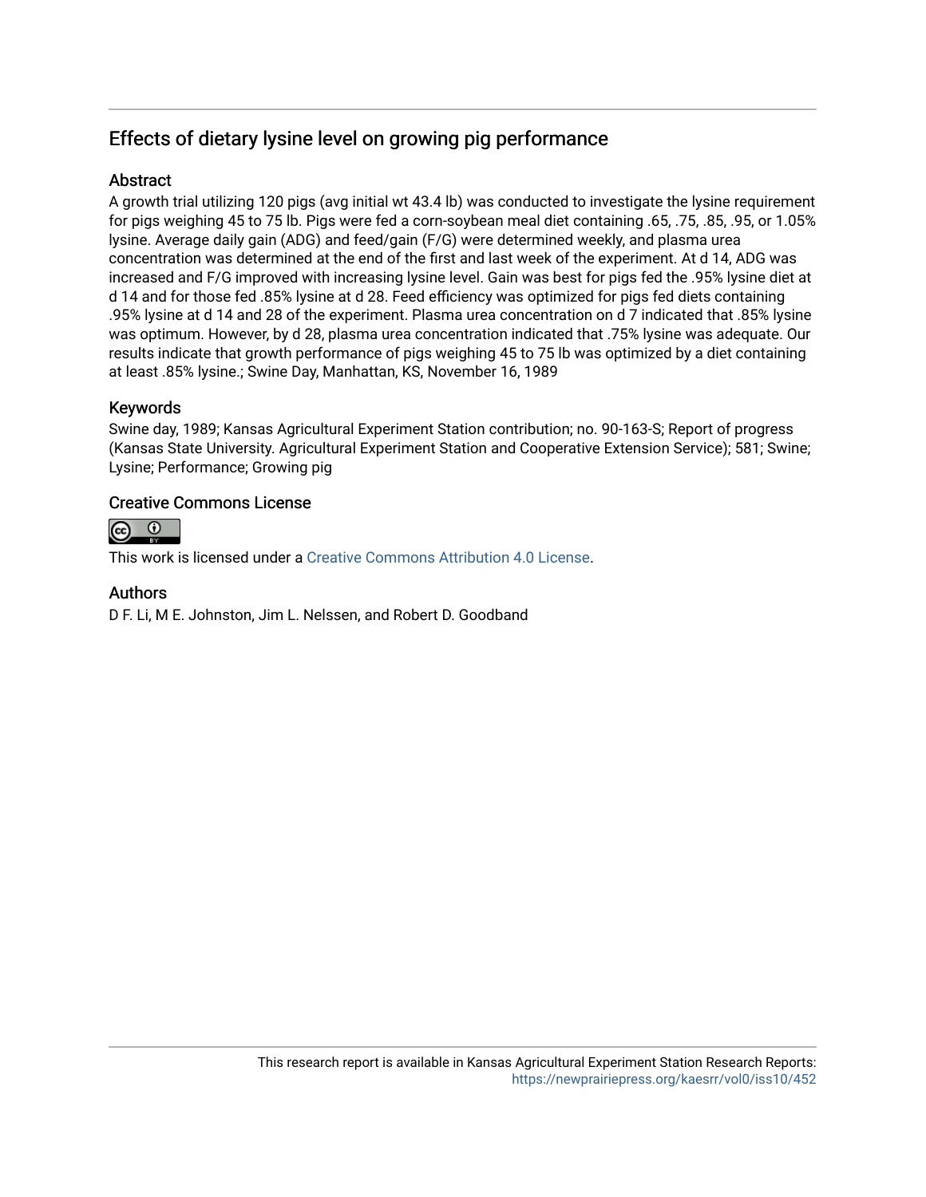## Effects of dietary lysine level on growing pig performance

### Abstract

A growth trial utilizing 120 pigs (avg initial wt 43.4 lb) was conducted to investigate the lysine requirement for pigs weighing 45 to 75 lb. Pigs were fed a corn-soybean meal diet containing .65, .75, .85, .95, or 1.05% lysine. Average daily gain (ADG) and feed/gain (F/G) were determined weekly, and plasma urea concentration was determined at the end of the first and last week of the experiment. At d 14, ADG was increased and F/G improved with increasing lysine level. Gain was best for pigs fed the .95% lysine diet at d 14 and for those fed .85% lysine at d 28. Feed efficiency was optimized for pigs fed diets containing .95% lysine at d 14 and 28 of the experiment. Plasma urea concentration on d 7 indicated that .85% lysine was optimum. However, by d 28, plasma urea concentration indicated that .75% lysine was adequate. Our results indicate that growth performance of pigs weighing 45 to 75 lb was optimized by a diet containing at least .85% lysine.; Swine Day, Manhattan, KS, November 16, 1989

### Keywords

Swine day, 1989; Kansas Agricultural Experiment Station contribution; no. 90-163-S; Report of progress (Kansas State University. Agricultural Experiment Station and Cooperative Extension Service); 581; Swine; Lysine; Performance; Growing pig

### Creative Commons License

This work is licensed under a Creative Commons Attribution 4.0 License.

### Authors

D F. Li, M E. Johnston, Jim L. Nelssen, and Robert D. Goodband

This research report is available in Kansas Agricultural Experiment Station Research Reports: https://newprairiepress.org/kaesrr/vol0/iss10/452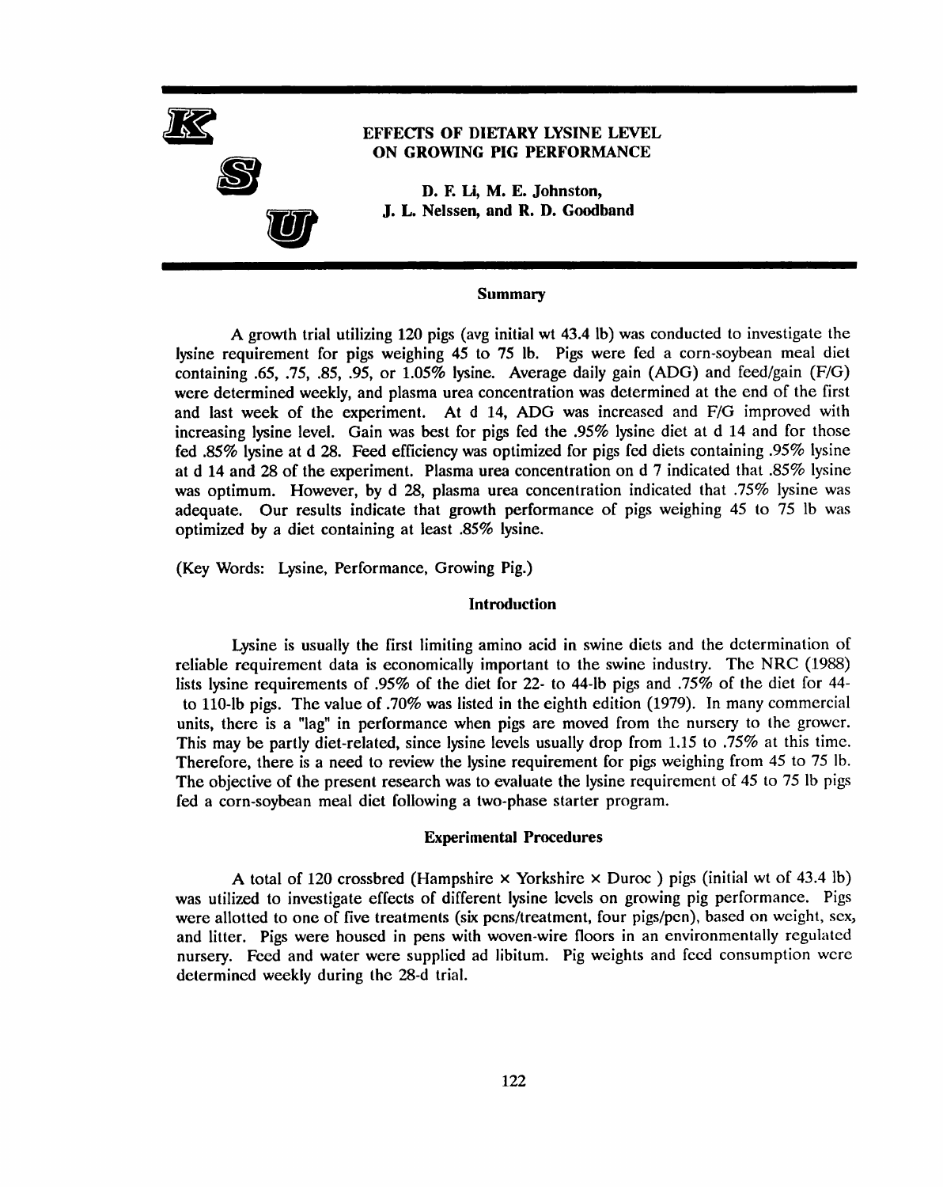# EFFECTS OF DIETARY LYSINE LEVEL ON GROWING PIG PERFORMANCE

**D. F. Li, M. E. Johnston, J. L. Nelssen, and R. D. Goodband**

## Summary

A growth trial utilizing 120 pigs (avg initial wt 43.4 lb) was conducted to investigate the lysine requirement for pigs weighing 45 to 75 lb. Pigs were fed a corn-soybean meal diet containing .65, .75, .85, .95, or 1.05% lysine. Average daily gain (ADG) and feed/gain (F/G) were determined weekly, and plasma urea concentration was determined at the end of the first and last week of the experiment. At d 14, ADG was increased and F/G improved with increasing lysine level. Gain was best for pigs fed the .95% lysine diet at d 14 and for those fed .85% lysine at d 28. Feed efficiency was optimized for pigs fed diets containing .95% lysine at d 14 and 28 of the experiment. Plasma urea concentration on d 7 indicated that .85% lysine was optimum. However, by d 28, plasma urea concentration indicated that .75% lysine was adequate. Our results indicate that growth performance of pigs weighing 45 to 75 lb was optimized by a diet containing at least .85% lysine.

(Key Words: Lysine, Performance, Growing Pig.)

## Introduction

Lysine is usually the first limiting amino acid in swine diets and the determination of reliable requirement data is economically important to the swine industry. The NRC (1988) lists lysine requirements of .95% of the diet for 22- to 44-lb pigs and .75% of the diet for 44- to 110-lb pigs. The value of .70% was listed in the eighth edition (1979). In many commercial units, there is a "lag" in performance when pigs are moved from the nursery to the grower. This may be partly diet-related, since lysine levels usually drop from 1.15 to .75% at this time. Therefore, there is a need to review the lysine requirement for pigs weighing from 45 to 75 lb. The objective of the present research was to evaluate the lysine requirement of 45 to 75 lb pigs fed a corn-soybean meal diet following a two-phase starter program.

## Experimental Procedures

A total of 120 crossbred (Hampshire × Yorkshire × Duroc ) pigs (initial wt of 43.4 lb) was utilized to investigate effects of different lysine levels on growing pig performance. Pigs were allotted to one of five treatments (six pens/treatment, four pigs/pen), based on weight, sex, and litter. Pigs were housed in pens with woven-wire floors in an environmentally regulated nursery. Feed and water were supplied ad libitum. Pig weights and feed consumption were determined weekly during the 28-d trial.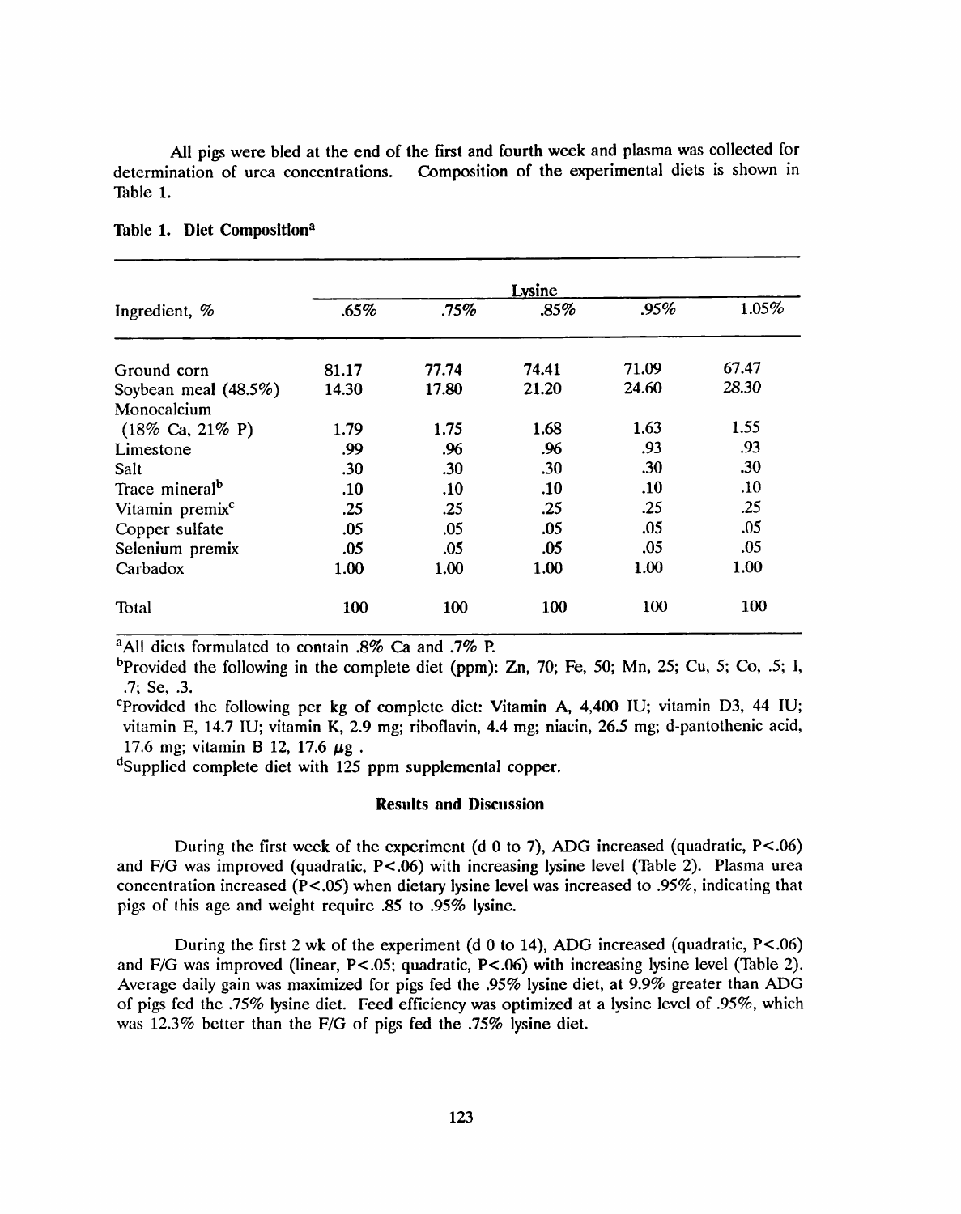All pigs were bled at the end of the first and fourth week and plasma was collected for determination of urea concentrations. Composition of the experimental diets is shown in Table 1.

**Table 1. Diet Composition[a]**

| Ingredient, % | Lysine | | | | |
|---|---|---|---|---|---|
| | .65% | .75% | .85% | .95% | 1.05% |
| Ground corn | 81.17 | 77.74 | 74.41 | 71.09 | 67.47 |
| Soybean meal (48.5%) | 14.30 | 17.80 | 21.20 | 24.60 | 28.30 |
| Monocalcium (18% Ca, 21% P) | 1.79 | 1.75 | 1.68 | 1.63 | 1.55 |
| Limestone | .99 | .96 | .96 | .93 | .93 |
| Salt | .30 | .30 | .30 | .30 | .30 |
| Trace mineral[b] | .10 | .10 | .10 | .10 | .10 |
| Vitamin premix[c] | .25 | .25 | .25 | .25 | .25 |
| Copper sulfate | .05 | .05 | .05 | .05 | .05 |
| Selenium premix | .05 | .05 | .05 | .05 | .05 |
| Carbadox | 1.00 | 1.00 | 1.00 | 1.00 | 1.00 |
| Total | 100 | 100 | 100 | 100 | 100 |

[a]All diets formulated to contain .8% Ca and .7% P.

[b]Provided the following in the complete diet (ppm): Zn, 70; Fe, 50; Mn, 25; Cu, 5; Co, .5; I, .7; Se, .3.

[c]Provided the following per kg of complete diet: Vitamin A, 4,400 IU; vitamin D3, 44 IU; vitamin E, 14.7 IU; vitamin K, 2.9 mg; riboflavin, 4.4 mg; niacin, 26.5 mg; d-pantothenic acid, 17.6 mg; vitamin B 12, 17.6 μg .

[d]Supplied complete diet with 125 ppm supplemental copper.

## Results and Discussion

During the first week of the experiment (d 0 to 7), ADG increased (quadratic, $P<.06$) and F/G was improved (quadratic, $P<.06$) with increasing lysine level (Table 2). Plasma urea concentration increased ($P<.05$) when dietary lysine level was increased to .95%, indicating that pigs of this age and weight require .85 to .95% lysine.

During the first 2 wk of the experiment (d 0 to 14), ADG increased (quadratic, $P<.06$) and F/G was improved (linear, $P<.05$; quadratic, $P<.06$) with increasing lysine level (Table 2). Average daily gain was maximized for pigs fed the .95% lysine diet, at 9.9% greater than ADG of pigs fed the .75% lysine diet. Feed efficiency was optimized at a lysine level of .95%, which was 12.3% better than the F/G of pigs fed the .75% lysine diet.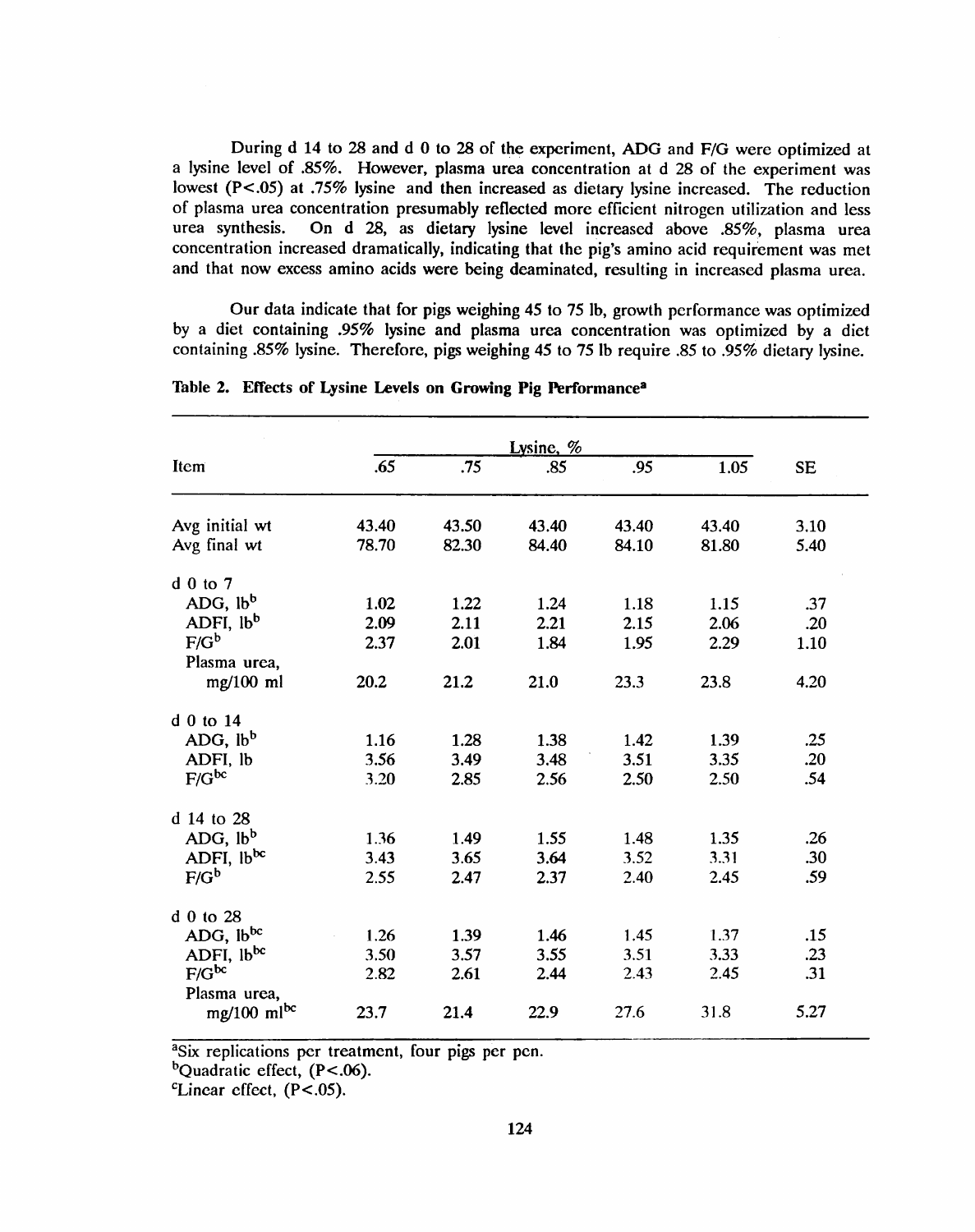During d 14 to 28 and d 0 to 28 of the experiment, ADG and F/G were optimized at a lysine level of .85%. However, plasma urea concentration at d 28 of the experiment was lowest ($P<.05$) at .75% lysine and then increased as dietary lysine increased. The reduction of plasma urea concentration presumably reflected more efficient nitrogen utilization and less urea synthesis. On d 28, as dietary lysine level increased above .85%, plasma urea concentration increased dramatically, indicating that the pig's amino acid requirement was met and that now excess amino acids were being deaminated, resulting in increased plasma urea.

Our data indicate that for pigs weighing 45 to 75 lb, growth performance was optimized by a diet containing .95% lysine and plasma urea concentration was optimized by a diet containing .85% lysine. Therefore, pigs weighing 45 to 75 lb require .85 to .95% dietary lysine.

**Table 2. Effects of Lysine Levels on Growing Pig Performance[a]**

| Item | Lysine, % | | | | | SE |
|---|---|---|---|---|---|---|
| | .65 | .75 | .85 | .95 | 1.05 | |
| Avg initial wt | 43.40 | 43.50 | 43.40 | 43.40 | 43.40 | 3.10 |
| Avg final wt | 78.70 | 82.30 | 84.40 | 84.10 | 81.80 | 5.40 |
| d 0 to 7 | | | | | | |
| ADG, lb[b] | 1.02 | 1.22 | 1.24 | 1.18 | 1.15 | .37 |
| ADFI, lb[b] | 2.09 | 2.11 | 2.21 | 2.15 | 2.06 | .20 |
| F/G[b] | 2.37 | 2.01 | 1.84 | 1.95 | 2.29 | 1.10 |
| Plasma urea, mg/100 ml | 20.2 | 21.2 | 21.0 | 23.3 | 23.8 | 4.20 |
| d 0 to 14 | | | | | | |
| ADG, lb[b] | 1.16 | 1.28 | 1.38 | 1.42 | 1.39 | .25 |
| ADFI, lb | 3.56 | 3.49 | 3.48 | 3.51 | 3.35 | .20 |
| F/G[bc] | 3.20 | 2.85 | 2.56 | 2.50 | 2.50 | .54 |
| d 14 to 28 | | | | | | |
| ADG, lb[b] | 1.36 | 1.49 | 1.55 | 1.48 | 1.35 | .26 |
| ADFI, lb[bc] | 3.43 | 3.65 | 3.64 | 3.52 | 3.31 | .30 |
| F/G[b] | 2.55 | 2.47 | 2.37 | 2.40 | 2.45 | .59 |
| d 0 to 28 | | | | | | |
| ADG, lb[bc] | 1.26 | 1.39 | 1.46 | 1.45 | 1.37 | .15 |
| ADFI, lb[bc] | 3.50 | 3.57 | 3.55 | 3.51 | 3.33 | .23 |
| F/G[bc] | 2.82 | 2.61 | 2.44 | 2.43 | 2.45 | .31 |
| Plasma urea, mg/100 ml[bc] | 23.7 | 21.4 | 22.9 | 27.6 | 31.8 | 5.27 |

[a]Six replications per treatment, four pigs per pen.
[b]Quadratic effect, ($P<.06$).
[c]Linear effect, ($P<.05$).